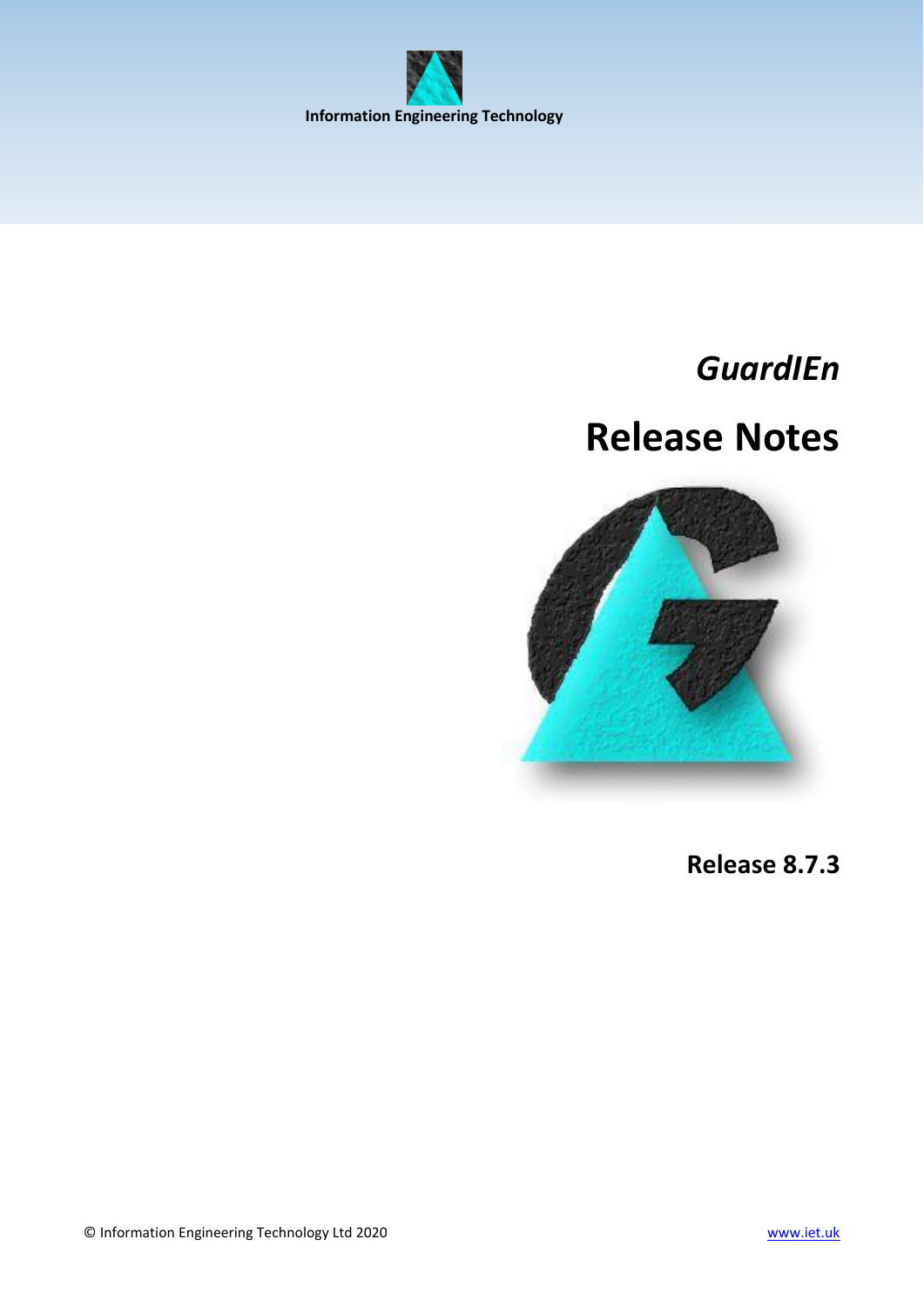Information Engineering Technology

# *GuardIEn*

# Release Notes

**Release 8.7.3**

© Information Engineering Technology Ltd 2020

www.iet.uk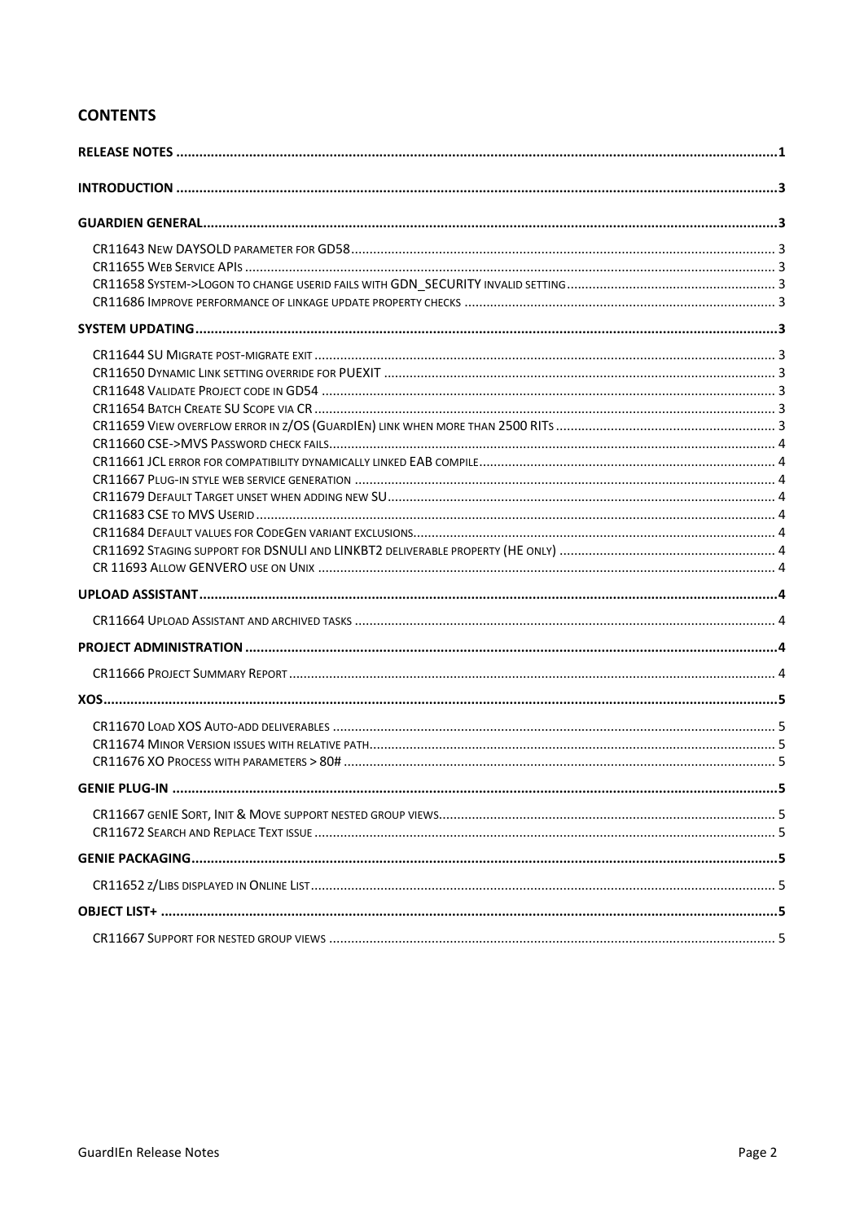## CONTENTS

**RELEASE NOTES** .......... 1

**INTRODUCTION** .......... 3

**GUARDIEN GENERAL** .......... 3

- CR11643 NEW DAYSOLD PARAMETER FOR GD58 .......... 3
- CR11655 WEB SERVICE APIS .......... 3
- CR11658 SYSTEM->LOGON TO CHANGE USERID FAILS WITH GDN_SECURITY INVALID SETTING .......... 3
- CR11686 IMPROVE PERFORMANCE OF LINKAGE UPDATE PROPERTY CHECKS .......... 3

**SYSTEM UPDATING** .......... 3

- CR11644 SU MIGRATE POST-MIGRATE EXIT .......... 3
- CR11650 DYNAMIC LINK SETTING OVERRIDE FOR PUEXIT .......... 3
- CR11648 VALIDATE PROJECT CODE IN GD54 .......... 3
- CR11654 BATCH CREATE SU SCOPE VIA CR .......... 3
- CR11659 VIEW OVERFLOW ERROR IN Z/OS (GUARDIEN) LINK WHEN MORE THAN 2500 RITS .......... 3
- CR11660 CSE->MVS PASSWORD CHECK FAILS .......... 4
- CR11661 JCL ERROR FOR COMPATIBILITY DYNAMICALLY LINKED EAB COMPILE .......... 4
- CR11667 PLUG-IN STYLE WEB SERVICE GENERATION .......... 4
- CR11679 DEFAULT TARGET UNSET WHEN ADDING NEW SU .......... 4
- CR11683 CSE TO MVS USERID .......... 4
- CR11684 DEFAULT VALUES FOR CODEGEN VARIANT EXCLUSIONS .......... 4
- CR11692 STAGING SUPPORT FOR DSNULI AND LINKBT2 DELIVERABLE PROPERTY (HE ONLY) .......... 4
- CR 11693 ALLOW GENVERO USE ON UNIX .......... 4

**UPLOAD ASSISTANT** .......... 4

- CR11664 UPLOAD ASSISTANT AND ARCHIVED TASKS .......... 4

**PROJECT ADMINISTRATION** .......... 4

- CR11666 PROJECT SUMMARY REPORT .......... 4

**XOS** .......... 5

- CR11670 LOAD XOS AUTO-ADD DELIVERABLES .......... 5
- CR11674 MINOR VERSION ISSUES WITH RELATIVE PATH .......... 5
- CR11676 XO PROCESS WITH PARAMETERS > 80# .......... 5

**GENIE PLUG-IN** .......... 5

- CR11667 GENIE SORT, INIT & MOVE SUPPORT NESTED GROUP VIEWS .......... 5
- CR11672 SEARCH AND REPLACE TEXT ISSUE .......... 5

**GENIE PACKAGING** .......... 5

- CR11652 Z/LIBS DISPLAYED IN ONLINE LIST .......... 5

**OBJECT LIST+** .......... 5

- CR11667 SUPPORT FOR NESTED GROUP VIEWS .......... 5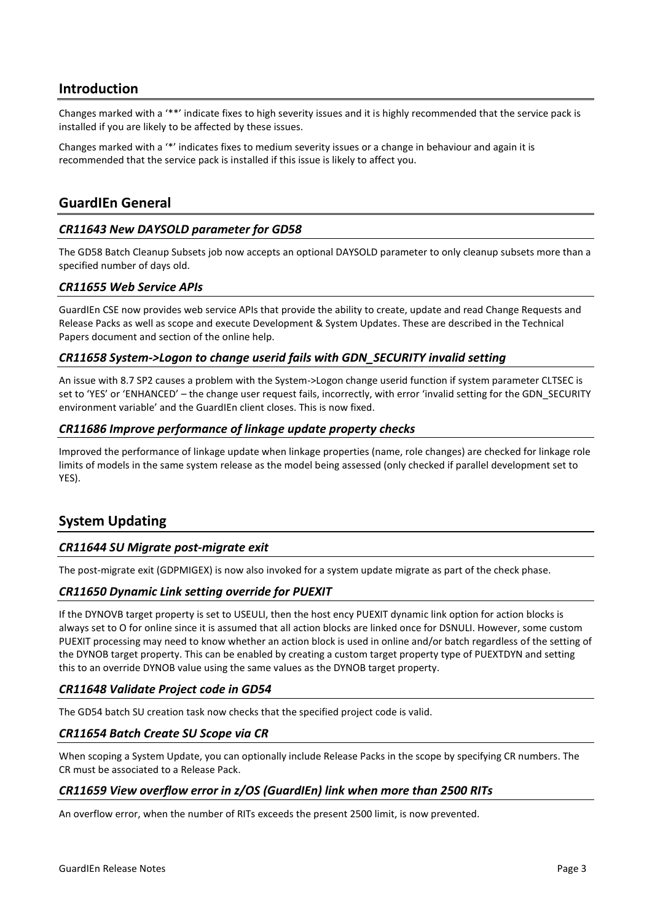## Introduction

Changes marked with a '**' indicate fixes to high severity issues and it is highly recommended that the service pack is installed if you are likely to be affected by these issues.

Changes marked with a '*' indicates fixes to medium severity issues or a change in behaviour and again it is recommended that the service pack is installed if this issue is likely to affect you.

## GuardIEn General

### *CR11643 New DAYSOLD parameter for GD58*

The GD58 Batch Cleanup Subsets job now accepts an optional DAYSOLD parameter to only cleanup subsets more than a specified number of days old.

### *CR11655 Web Service APIs*

GuardIEn CSE now provides web service APIs that provide the ability to create, update and read Change Requests and Release Packs as well as scope and execute Development & System Updates. These are described in the Technical Papers document and section of the online help.

### *CR11658 System->Logon to change userid fails with GDN_SECURITY invalid setting*

An issue with 8.7 SP2 causes a problem with the System->Logon change userid function if system parameter CLTSEC is set to 'YES' or 'ENHANCED' – the change user request fails, incorrectly, with error 'invalid setting for the GDN_SECURITY environment variable' and the GuardIEn client closes. This is now fixed.

### *CR11686 Improve performance of linkage update property checks*

Improved the performance of linkage update when linkage properties (name, role changes) are checked for linkage role limits of models in the same system release as the model being assessed (only checked if parallel development set to YES).

## System Updating

### *CR11644 SU Migrate post-migrate exit*

The post-migrate exit (GDPMIGEX) is now also invoked for a system update migrate as part of the check phase.

### *CR11650 Dynamic Link setting override for PUEXIT*

If the DYNOVB target property is set to USEULI, then the host ency PUEXIT dynamic link option for action blocks is always set to O for online since it is assumed that all action blocks are linked once for DSNULI. However, some custom PUEXIT processing may need to know whether an action block is used in online and/or batch regardless of the setting of the DYNOB target property. This can be enabled by creating a custom target property type of PUEXTDYN and setting this to an override DYNOB value using the same values as the DYNOB target property.

### *CR11648 Validate Project code in GD54*

The GD54 batch SU creation task now checks that the specified project code is valid.

### *CR11654 Batch Create SU Scope via CR*

When scoping a System Update, you can optionally include Release Packs in the scope by specifying CR numbers. The CR must be associated to a Release Pack.

### *CR11659 View overflow error in z/OS (GuardIEn) link when more than 2500 RITs*

An overflow error, when the number of RITs exceeds the present 2500 limit, is now prevented.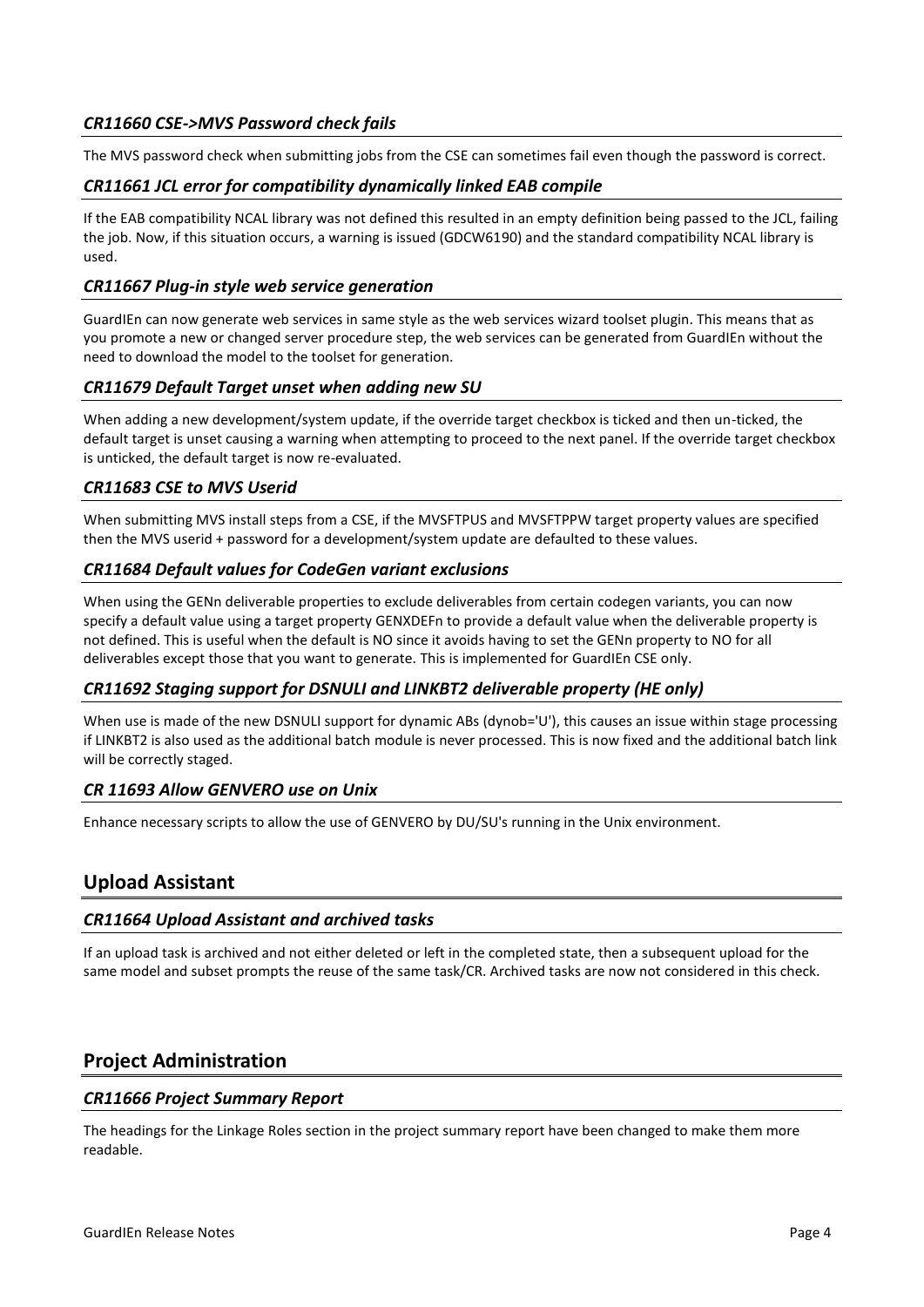### *CR11660 CSE->MVS Password check fails*

The MVS password check when submitting jobs from the CSE can sometimes fail even though the password is correct.

### *CR11661 JCL error for compatibility dynamically linked EAB compile*

If the EAB compatibility NCAL library was not defined this resulted in an empty definition being passed to the JCL, failing the job. Now, if this situation occurs, a warning is issued (GDCW6190) and the standard compatibility NCAL library is used.

### *CR11667 Plug-in style web service generation*

GuardIEn can now generate web services in same style as the web services wizard toolset plugin. This means that as you promote a new or changed server procedure step, the web services can be generated from GuardIEn without the need to download the model to the toolset for generation.

### *CR11679 Default Target unset when adding new SU*

When adding a new development/system update, if the override target checkbox is ticked and then un-ticked, the default target is unset causing a warning when attempting to proceed to the next panel. If the override target checkbox is unticked, the default target is now re-evaluated.

### *CR11683 CSE to MVS Userid*

When submitting MVS install steps from a CSE, if the MVSFTPUS and MVSFTPPW target property values are specified then the MVS userid + password for a development/system update are defaulted to these values.

### *CR11684 Default values for CodeGen variant exclusions*

When using the GENn deliverable properties to exclude deliverables from certain codegen variants, you can now specify a default value using a target property GENXDEFn to provide a default value when the deliverable property is not defined. This is useful when the default is NO since it avoids having to set the GENn property to NO for all deliverables except those that you want to generate. This is implemented for GuardIEn CSE only.

### *CR11692 Staging support for DSNULI and LINKBT2 deliverable property (HE only)*

When use is made of the new DSNULI support for dynamic ABs (dynob='U'), this causes an issue within stage processing if LINKBT2 is also used as the additional batch module is never processed. This is now fixed and the additional batch link will be correctly staged.

### *CR 11693 Allow GENVERO use on Unix*

Enhance necessary scripts to allow the use of GENVERO by DU/SU's running in the Unix environment.

## Upload Assistant

### *CR11664 Upload Assistant and archived tasks*

If an upload task is archived and not either deleted or left in the completed state, then a subsequent upload for the same model and subset prompts the reuse of the same task/CR. Archived tasks are now not considered in this check.

## Project Administration

### *CR11666 Project Summary Report*

The headings for the Linkage Roles section in the project summary report have been changed to make them more readable.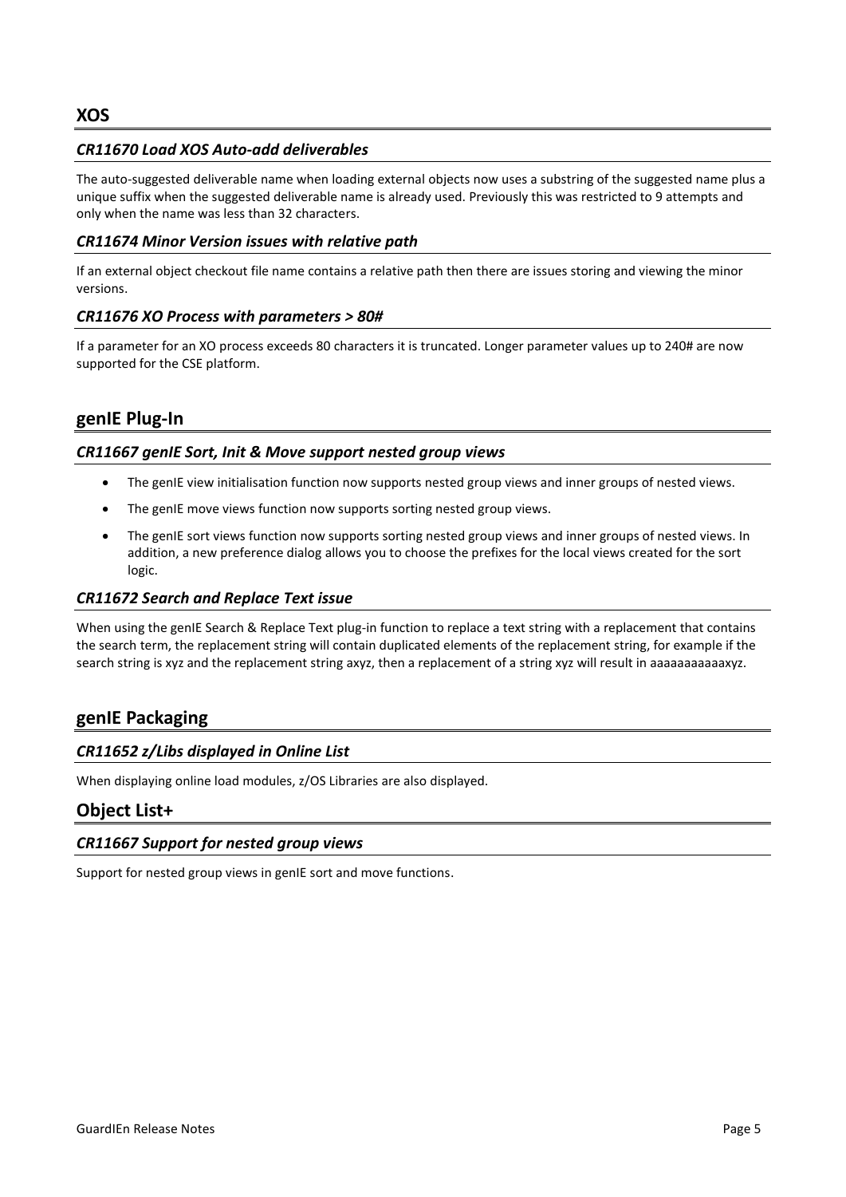## XOS

### *CR11670 Load XOS Auto-add deliverables*

The auto-suggested deliverable name when loading external objects now uses a substring of the suggested name plus a unique suffix when the suggested deliverable name is already used. Previously this was restricted to 9 attempts and only when the name was less than 32 characters.

### *CR11674 Minor Version issues with relative path*

If an external object checkout file name contains a relative path then there are issues storing and viewing the minor versions.

### *CR11676 XO Process with parameters > 80#*

If a parameter for an XO process exceeds 80 characters it is truncated. Longer parameter values up to 240# are now supported for the CSE platform.

## genIE Plug-In

### *CR11667 genIE Sort, Init & Move support nested group views*

- The genIE view initialisation function now supports nested group views and inner groups of nested views.
- The genIE move views function now supports sorting nested group views.
- The genIE sort views function now supports sorting nested group views and inner groups of nested views. In addition, a new preference dialog allows you to choose the prefixes for the local views created for the sort logic.

### *CR11672 Search and Replace Text issue*

When using the genIE Search & Replace Text plug-in function to replace a text string with a replacement that contains the search term, the replacement string will contain duplicated elements of the replacement string, for example if the search string is xyz and the replacement string axyz, then a replacement of a string xyz will result in aaaaaaaaaaaxyz.

## genIE Packaging

### *CR11652 z/Libs displayed in Online List*

When displaying online load modules, z/OS Libraries are also displayed.

## Object List+

### *CR11667 Support for nested group views*

Support for nested group views in genIE sort and move functions.